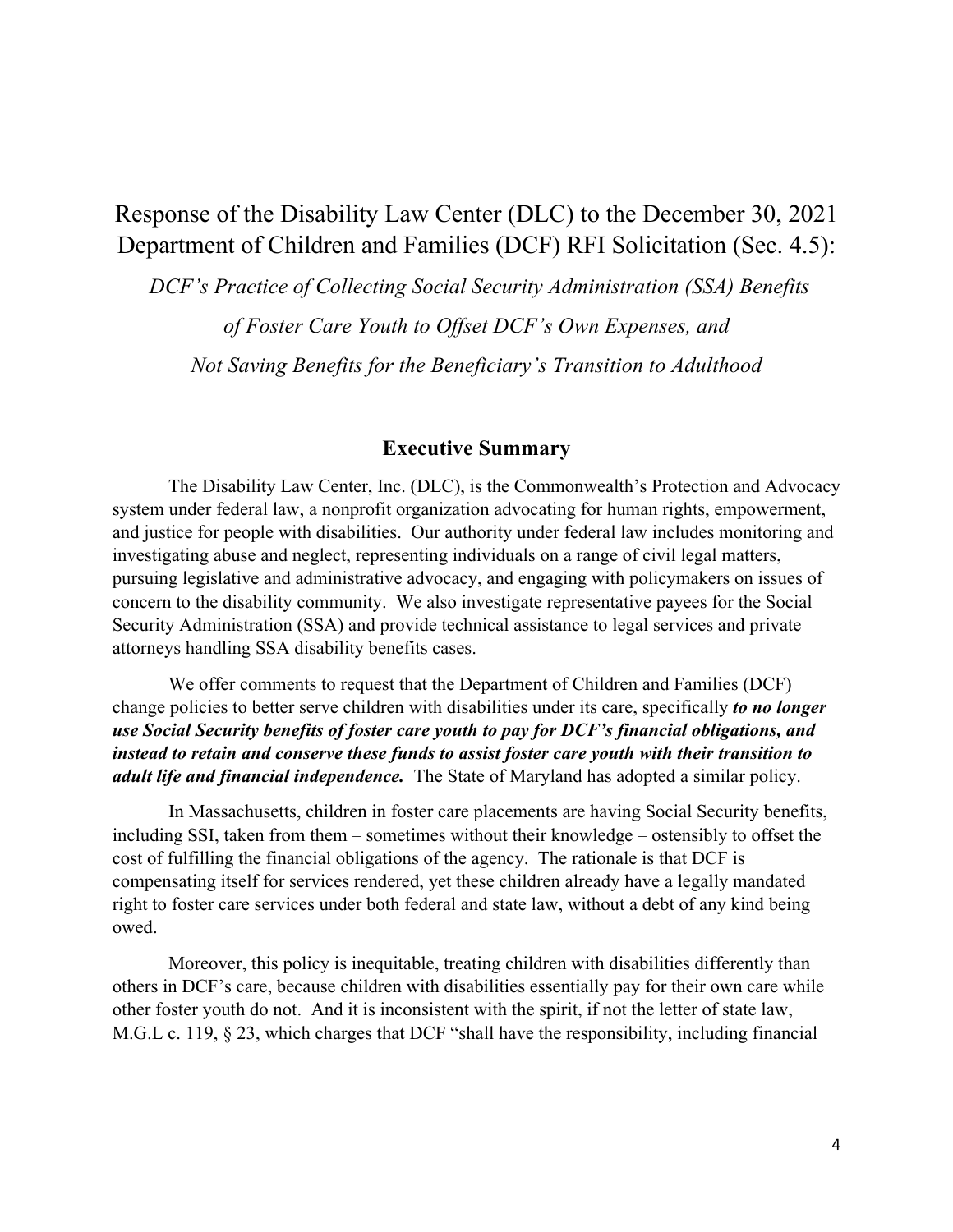# Response of the Disability Law Center (DLC) to the December 30, 2021 Department of Children and Families (DCF) RFI Solicitation (Sec. 4.5):

*DCF's Practice of Collecting Social Security Administration (SSA) Benefits of Foster Care Youth to Offset DCF's Own Expenses, and Not Saving Benefits for the Beneficiary's Transition to Adulthood*

## Executive Summary

The Disability Law Center, Inc. (DLC), is the Commonwealth's Protection and Advocacy system under federal law, a nonprofit organization advocating for human rights, empowerment, and justice for people with disabilities. Our authority under federal law includes monitoring and investigating abuse and neglect, representing individuals on a range of civil legal matters, pursuing legislative and administrative advocacy, and engaging with policymakers on issues of concern to the disability community. We also investigate representative payees for the Social Security Administration (SSA) and provide technical assistance to legal services and private attorneys handling SSA disability benefits cases.

We offer comments to request that the Department of Children and Families (DCF) change policies to better serve children with disabilities under its care, specifically ***to no longer use Social Security benefits of foster care youth to pay for DCF's financial obligations, and instead to retain and conserve these funds to assist foster care youth with their transition to adult life and financial independence.*** The State of Maryland has adopted a similar policy.

In Massachusetts, children in foster care placements are having Social Security benefits, including SSI, taken from them – sometimes without their knowledge – ostensibly to offset the cost of fulfilling the financial obligations of the agency. The rationale is that DCF is compensating itself for services rendered, yet these children already have a legally mandated right to foster care services under both federal and state law, without a debt of any kind being owed.

Moreover, this policy is inequitable, treating children with disabilities differently than others in DCF's care, because children with disabilities essentially pay for their own care while other foster youth do not. And it is inconsistent with the spirit, if not the letter of state law, M.G.L c. 119, § 23, which charges that DCF "shall have the responsibility, including financial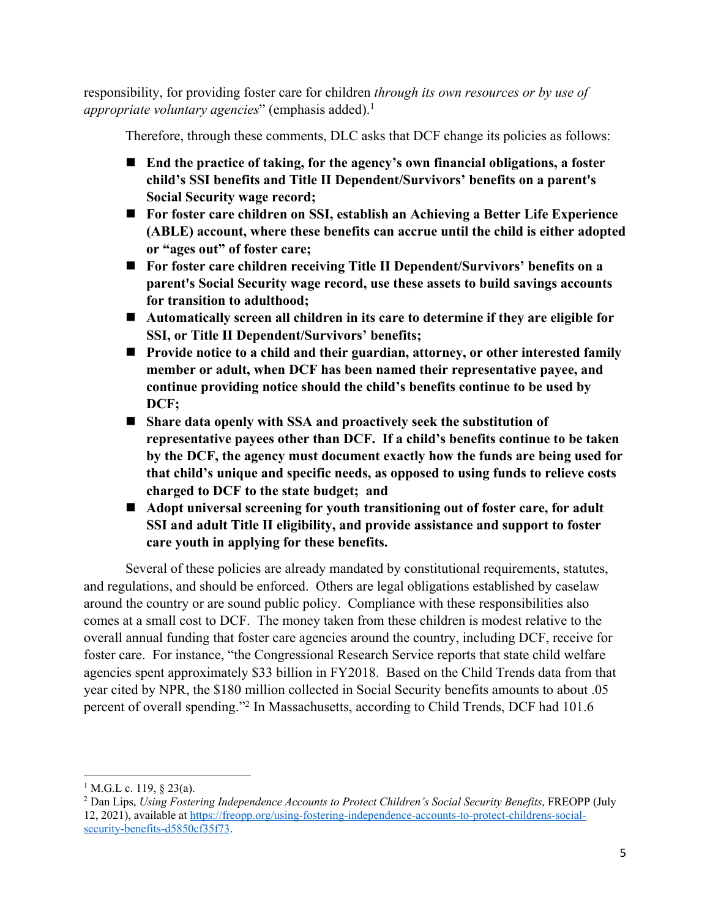responsibility, for providing foster care for children *through its own resources or by use of appropriate voluntary agencies*" (emphasis added).[1]

Therefore, through these comments, DLC asks that DCF change its policies as follows:

- **End the practice of taking, for the agency's own financial obligations, a foster child's SSI benefits and Title II Dependent/Survivors' benefits on a parent's Social Security wage record;**
- **For foster care children on SSI, establish an Achieving a Better Life Experience (ABLE) account, where these benefits can accrue until the child is either adopted or "ages out" of foster care;**
- **For foster care children receiving Title II Dependent/Survivors' benefits on a parent's Social Security wage record, use these assets to build savings accounts for transition to adulthood;**
- **Automatically screen all children in its care to determine if they are eligible for SSI, or Title II Dependent/Survivors' benefits;**
- **Provide notice to a child and their guardian, attorney, or other interested family member or adult, when DCF has been named their representative payee, and continue providing notice should the child's benefits continue to be used by DCF;**
- **Share data openly with SSA and proactively seek the substitution of representative payees other than DCF. If a child's benefits continue to be taken by the DCF, the agency must document exactly how the funds are being used for that child's unique and specific needs, as opposed to using funds to relieve costs charged to DCF to the state budget; and**
- **Adopt universal screening for youth transitioning out of foster care, for adult SSI and adult Title II eligibility, and provide assistance and support to foster care youth in applying for these benefits.**

Several of these policies are already mandated by constitutional requirements, statutes, and regulations, and should be enforced. Others are legal obligations established by caselaw around the country or are sound public policy. Compliance with these responsibilities also comes at a small cost to DCF. The money taken from these children is modest relative to the overall annual funding that foster care agencies around the country, including DCF, receive for foster care. For instance, "the Congressional Research Service reports that state child welfare agencies spent approximately $33 billion in FY2018. Based on the Child Trends data from that year cited by NPR, the $180 million collected in Social Security benefits amounts to about .05 percent of overall spending."[2] In Massachusetts, according to Child Trends, DCF had 101.6

---

[1] M.G.L c. 119, § 23(a).

[2] Dan Lips, *Using Fostering Independence Accounts to Protect Children's Social Security Benefits*, FREOPP (July 12, 2021), available at https://freopp.org/using-fostering-independence-accounts-to-protect-childrens-social-security-benefits-d5850cf35f73.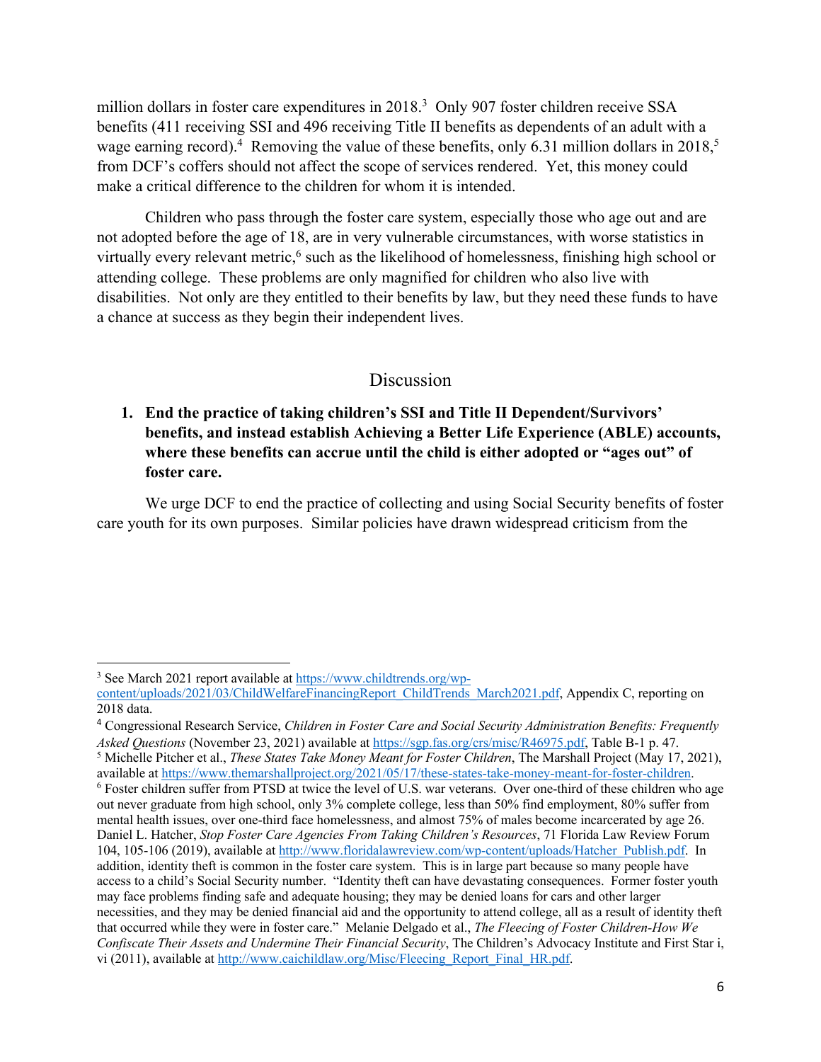million dollars in foster care expenditures in 2018.[3] Only 907 foster children receive SSA benefits (411 receiving SSI and 496 receiving Title II benefits as dependents of an adult with a wage earning record).[4] Removing the value of these benefits, only 6.31 million dollars in 2018,[5] from DCF's coffers should not affect the scope of services rendered. Yet, this money could make a critical difference to the children for whom it is intended.

Children who pass through the foster care system, especially those who age out and are not adopted before the age of 18, are in very vulnerable circumstances, with worse statistics in virtually every relevant metric,[6] such as the likelihood of homelessness, finishing high school or attending college. These problems are only magnified for children who also live with disabilities. Not only are they entitled to their benefits by law, but they need these funds to have a chance at success as they begin their independent lives.

## Discussion

1. **End the practice of taking children's SSI and Title II Dependent/Survivors' benefits, and instead establish Achieving a Better Life Experience (ABLE) accounts, where these benefits can accrue until the child is either adopted or "ages out" of foster care.**

We urge DCF to end the practice of collecting and using Social Security benefits of foster care youth for its own purposes. Similar policies have drawn widespread criticism from the

---

[3] See March 2021 report available at https://www.childtrends.org/wp-content/uploads/2021/03/ChildWelfareFinancingReport_ChildTrends_March2021.pdf, Appendix C, reporting on 2018 data.

[4] Congressional Research Service, *Children in Foster Care and Social Security Administration Benefits: Frequently Asked Questions* (November 23, 2021) available at https://sgp.fas.org/crs/misc/R46975.pdf, Table B-1 p. 47.

[5] Michelle Pitcher et al., *These States Take Money Meant for Foster Children*, The Marshall Project (May 17, 2021), available at https://www.themarshallproject.org/2021/05/17/these-states-take-money-meant-for-foster-children.

[6] Foster children suffer from PTSD at twice the level of U.S. war veterans. Over one-third of these children who age out never graduate from high school, only 3% complete college, less than 50% find employment, 80% suffer from mental health issues, over one-third face homelessness, and almost 75% of males become incarcerated by age 26. Daniel L. Hatcher, *Stop Foster Care Agencies From Taking Children's Resources*, 71 Florida Law Review Forum 104, 105-106 (2019), available at http://www.floridalawreview.com/wp-content/uploads/Hatcher_Publish.pdf. In addition, identity theft is common in the foster care system. This is in large part because so many people have access to a child's Social Security number. "Identity theft can have devastating consequences. Former foster youth may face problems finding safe and adequate housing; they may be denied loans for cars and other larger necessities, and they may be denied financial aid and the opportunity to attend college, all as a result of identity theft that occurred while they were in foster care." Melanie Delgado et al., *The Fleecing of Foster Children-How We Confiscate Their Assets and Undermine Their Financial Security*, The Children's Advocacy Institute and First Star i, vi (2011), available at http://www.caichildlaw.org/Misc/Fleecing_Report_Final_HR.pdf.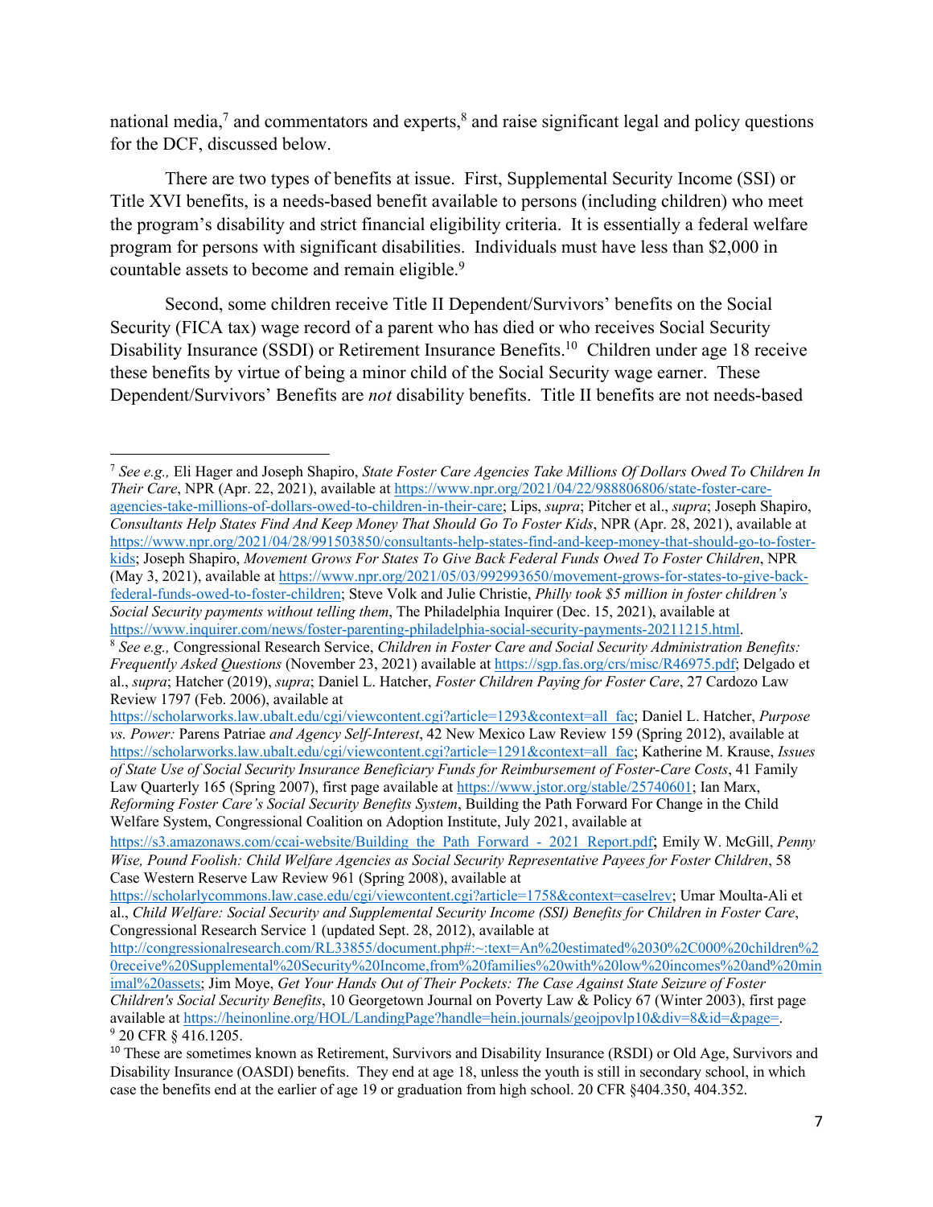national media,[7] and commentators and experts,[8] and raise significant legal and policy questions for the DCF, discussed below.

There are two types of benefits at issue. First, Supplemental Security Income (SSI) or Title XVI benefits, is a needs-based benefit available to persons (including children) who meet the program's disability and strict financial eligibility criteria. It is essentially a federal welfare program for persons with significant disabilities. Individuals must have less than $2,000 in countable assets to become and remain eligible.[9]

Second, some children receive Title II Dependent/Survivors' benefits on the Social Security (FICA tax) wage record of a parent who has died or who receives Social Security Disability Insurance (SSDI) or Retirement Insurance Benefits.[10] Children under age 18 receive these benefits by virtue of being a minor child of the Social Security wage earner. These Dependent/Survivors' Benefits are *not* disability benefits. Title II benefits are not needs-based

---

[7] *See e.g.,* Eli Hager and Joseph Shapiro, *State Foster Care Agencies Take Millions Of Dollars Owed To Children In Their Care*, NPR (Apr. 22, 2021), available at https://www.npr.org/2021/04/22/988806806/state-foster-care-agencies-take-millions-of-dollars-owed-to-children-in-their-care; Lips, *supra*; Pitcher et al., *supra*; Joseph Shapiro, *Consultants Help States Find And Keep Money That Should Go To Foster Kids*, NPR (Apr. 28, 2021), available at https://www.npr.org/2021/04/28/991503850/consultants-help-states-find-and-keep-money-that-should-go-to-foster-kids; Joseph Shapiro, *Movement Grows For States To Give Back Federal Funds Owed To Foster Children*, NPR (May 3, 2021), available at https://www.npr.org/2021/05/03/992993650/movement-grows-for-states-to-give-back-federal-funds-owed-to-foster-children; Steve Volk and Julie Christie, *Philly took $5 million in foster children's Social Security payments without telling them*, The Philadelphia Inquirer (Dec. 15, 2021), available at https://www.inquirer.com/news/foster-parenting-philadelphia-social-security-payments-20211215.html.

[8] *See e.g.,* Congressional Research Service, *Children in Foster Care and Social Security Administration Benefits: Frequently Asked Questions* (November 23, 2021) available at https://sgp.fas.org/crs/misc/R46975.pdf; Delgado et al., *supra*; Hatcher (2019), *supra*; Daniel L. Hatcher, *Foster Children Paying for Foster Care*, 27 Cardozo Law Review 1797 (Feb. 2006), available at https://scholarworks.law.ubalt.edu/cgi/viewcontent.cgi?article=1293&context=all_fac; Daniel L. Hatcher, *Purpose vs. Power:* Parens Patriae *and Agency Self-Interest*, 42 New Mexico Law Review 159 (Spring 2012), available at https://scholarworks.law.ubalt.edu/cgi/viewcontent.cgi?article=1291&context=all_fac; Katherine M. Krause, *Issues of State Use of Social Security Insurance Beneficiary Funds for Reimbursement of Foster-Care Costs*, 41 Family Law Quarterly 165 (Spring 2007), first page available at https://www.jstor.org/stable/25740601; Ian Marx, *Reforming Foster Care's Social Security Benefits System*, Building the Path Forward For Change in the Child Welfare System, Congressional Coalition on Adoption Institute, July 2021, available at https://s3.amazonaws.com/ccai-website/Building_the_Path_Forward_-_2021_Report.pdf; Emily W. McGill, *Penny Wise, Pound Foolish: Child Welfare Agencies as Social Security Representative Payees for Foster Children*, 58 Case Western Reserve Law Review 961 (Spring 2008), available at https://scholarlycommons.law.case.edu/cgi/viewcontent.cgi?article=1758&context=caselrev; Umar Moulta-Ali et al., *Child Welfare: Social Security and Supplemental Security Income (SSI) Benefits for Children in Foster Care*, Congressional Research Service 1 (updated Sept. 28, 2012), available at http://congressionalresearch.com/RL33855/document.php#:~:text=An%20estimated%2030%2C000%20children%20receive%20Supplemental%20Security%20Income,from%20families%20with%20low%20incomes%20and%20minimal%20assets; Jim Moye, *Get Your Hands Out of Their Pockets: The Case Against State Seizure of Foster Children's Social Security Benefits*, 10 Georgetown Journal on Poverty Law & Policy 67 (Winter 2003), first page available at https://heinonline.org/HOL/LandingPage?handle=hein.journals/geojpovlp10&div=8&id=&page=.

[9] 20 CFR § 416.1205.

[10] These are sometimes known as Retirement, Survivors and Disability Insurance (RSDI) or Old Age, Survivors and Disability Insurance (OASDI) benefits. They end at age 18, unless the youth is still in secondary school, in which case the benefits end at the earlier of age 19 or graduation from high school. 20 CFR §404.350, 404.352.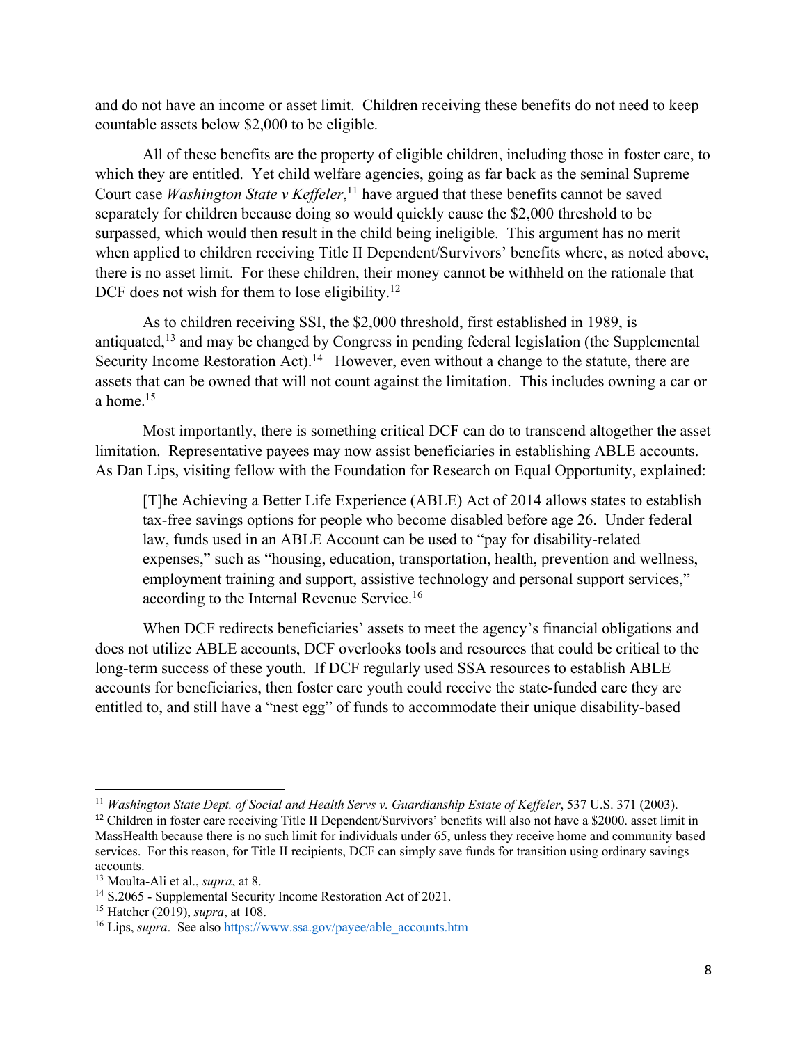and do not have an income or asset limit. Children receiving these benefits do not need to keep countable assets below $2,000 to be eligible.

All of these benefits are the property of eligible children, including those in foster care, to which they are entitled. Yet child welfare agencies, going as far back as the seminal Supreme Court case *Washington State v Keffeler*,[11] have argued that these benefits cannot be saved separately for children because doing so would quickly cause the $2,000 threshold to be surpassed, which would then result in the child being ineligible. This argument has no merit when applied to children receiving Title II Dependent/Survivors' benefits where, as noted above, there is no asset limit. For these children, their money cannot be withheld on the rationale that DCF does not wish for them to lose eligibility.[12]

As to children receiving SSI, the $2,000 threshold, first established in 1989, is antiquated,[13] and may be changed by Congress in pending federal legislation (the Supplemental Security Income Restoration Act).[14] However, even without a change to the statute, there are assets that can be owned that will not count against the limitation. This includes owning a car or a home.[15]

Most importantly, there is something critical DCF can do to transcend altogether the asset limitation. Representative payees may now assist beneficiaries in establishing ABLE accounts. As Dan Lips, visiting fellow with the Foundation for Research on Equal Opportunity, explained:

> [T]he Achieving a Better Life Experience (ABLE) Act of 2014 allows states to establish tax-free savings options for people who become disabled before age 26. Under federal law, funds used in an ABLE Account can be used to "pay for disability-related expenses," such as "housing, education, transportation, health, prevention and wellness, employment training and support, assistive technology and personal support services," according to the Internal Revenue Service.[16]

When DCF redirects beneficiaries' assets to meet the agency's financial obligations and does not utilize ABLE accounts, DCF overlooks tools and resources that could be critical to the long-term success of these youth. If DCF regularly used SSA resources to establish ABLE accounts for beneficiaries, then foster care youth could receive the state-funded care they are entitled to, and still have a "nest egg" of funds to accommodate their unique disability-based

---

[11] *Washington State Dept. of Social and Health Servs v. Guardianship Estate of Keffeler*, 537 U.S. 371 (2003).

[12] Children in foster care receiving Title II Dependent/Survivors' benefits will also not have a $2000. asset limit in MassHealth because there is no such limit for individuals under 65, unless they receive home and community based services. For this reason, for Title II recipients, DCF can simply save funds for transition using ordinary savings accounts.

[13] Moulta-Ali et al., *supra*, at 8.

[14] S.2065 - Supplemental Security Income Restoration Act of 2021.

[15] Hatcher (2019), *supra*, at 108.

[16] Lips, *supra*. See also https://www.ssa.gov/payee/able_accounts.htm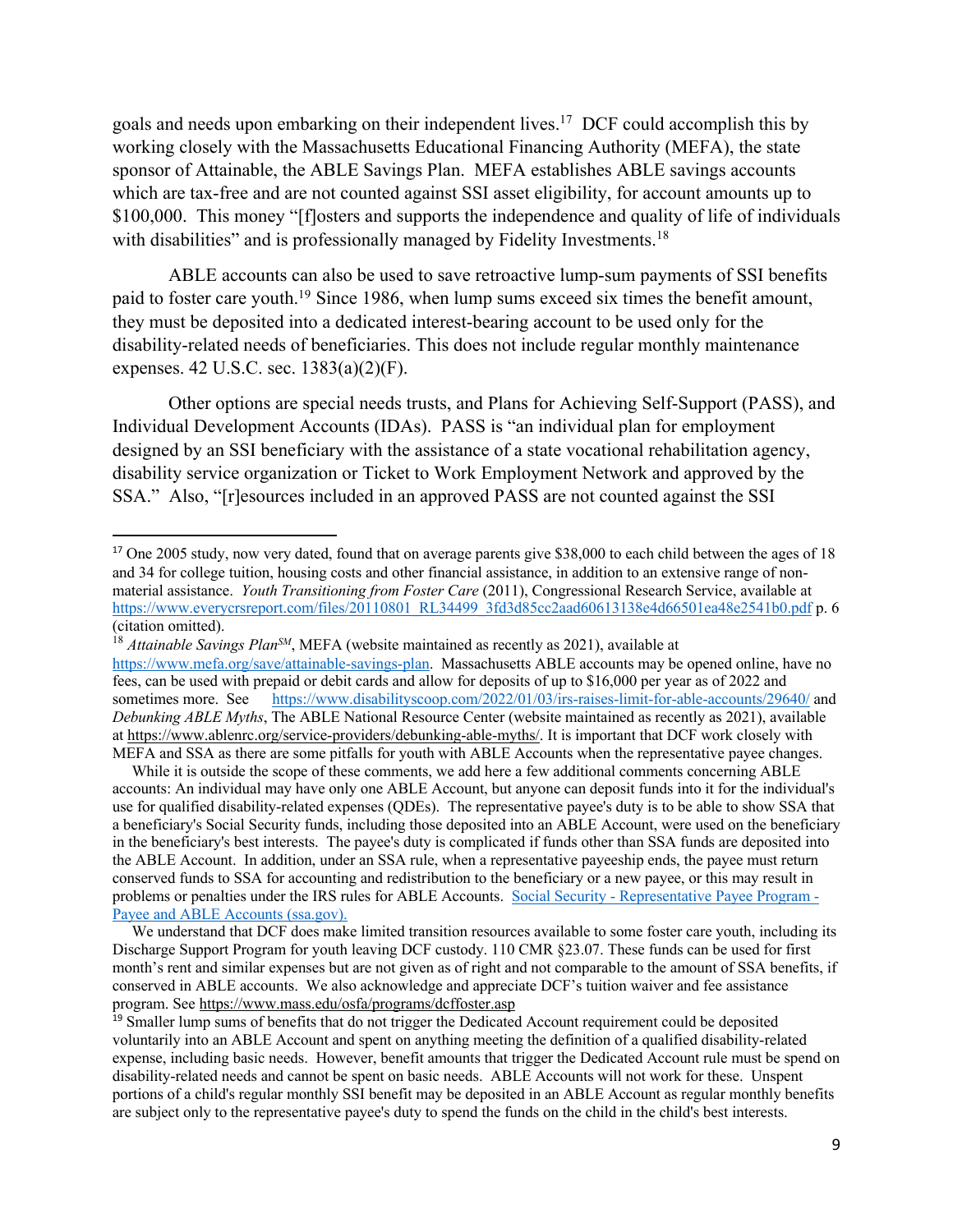goals and needs upon embarking on their independent lives.[17] DCF could accomplish this by working closely with the Massachusetts Educational Financing Authority (MEFA), the state sponsor of Attainable, the ABLE Savings Plan. MEFA establishes ABLE savings accounts which are tax-free and are not counted against SSI asset eligibility, for account amounts up to $100,000. This money "[f]osters and supports the independence and quality of life of individuals with disabilities" and is professionally managed by Fidelity Investments.[18]

ABLE accounts can also be used to save retroactive lump-sum payments of SSI benefits paid to foster care youth.[19] Since 1986, when lump sums exceed six times the benefit amount, they must be deposited into a dedicated interest-bearing account to be used only for the disability-related needs of beneficiaries. This does not include regular monthly maintenance expenses. 42 U.S.C. sec. 1383(a)(2)(F).

Other options are special needs trusts, and Plans for Achieving Self-Support (PASS), and Individual Development Accounts (IDAs). PASS is "an individual plan for employment designed by an SSI beneficiary with the assistance of a state vocational rehabilitation agency, disability service organization or Ticket to Work Employment Network and approved by the SSA." Also, "[r]esources included in an approved PASS are not counted against the SSI

---

[17] One 2005 study, now very dated, found that on average parents give $38,000 to each child between the ages of 18 and 34 for college tuition, housing costs and other financial assistance, in addition to an extensive range of non-material assistance. *Youth Transitioning from Foster Care* (2011), Congressional Research Service, available at https://www.everycrsreport.com/files/20110801_RL34499_3fd3d85cc2aad60613138e4d66501ea48e2541b0.pdf p. 6 (citation omitted).

[18] *Attainable Savings Plan*SM, MEFA (website maintained as recently as 2021), available at https://www.mefa.org/save/attainable-savings-plan. Massachusetts ABLE accounts may be opened online, have no fees, can be used with prepaid or debit cards and allow for deposits of up to $16,000 per year as of 2022 and sometimes more. See https://www.disabilityscoop.com/2022/01/03/irs-raises-limit-for-able-accounts/29640/ and *Debunking ABLE Myths*, The ABLE National Resource Center (website maintained as recently as 2021), available at https://www.ablenrc.org/service-providers/debunking-able-myths/. It is important that DCF work closely with MEFA and SSA as there are some pitfalls for youth with ABLE Accounts when the representative payee changes.

While it is outside the scope of these comments, we add here a few additional comments concerning ABLE accounts: An individual may have only one ABLE Account, but anyone can deposit funds into it for the individual's use for qualified disability-related expenses (QDEs). The representative payee's duty is to be able to show SSA that a beneficiary's Social Security funds, including those deposited into an ABLE Account, were used on the beneficiary in the beneficiary's best interests. The payee's duty is complicated if funds other than SSA funds are deposited into the ABLE Account. In addition, under an SSA rule, when a representative payeeship ends, the payee must return conserved funds to SSA for accounting and redistribution to the beneficiary or a new payee, or this may result in problems or penalties under the IRS rules for ABLE Accounts. Social Security - Representative Payee Program - Payee and ABLE Accounts (ssa.gov).

We understand that DCF does make limited transition resources available to some foster care youth, including its Discharge Support Program for youth leaving DCF custody. 110 CMR §23.07. These funds can be used for first month's rent and similar expenses but are not given as of right and not comparable to the amount of SSA benefits, if conserved in ABLE accounts. We also acknowledge and appreciate DCF's tuition waiver and fee assistance program. See https://www.mass.edu/osfa/programs/dcffoster.asp

[19] Smaller lump sums of benefits that do not trigger the Dedicated Account requirement could be deposited voluntarily into an ABLE Account and spent on anything meeting the definition of a qualified disability-related expense, including basic needs. However, benefit amounts that trigger the Dedicated Account rule must be spend on disability-related needs and cannot be spent on basic needs. ABLE Accounts will not work for these. Unspent portions of a child's regular monthly SSI benefit may be deposited in an ABLE Account as regular monthly benefits are subject only to the representative payee's duty to spend the funds on the child in the child's best interests.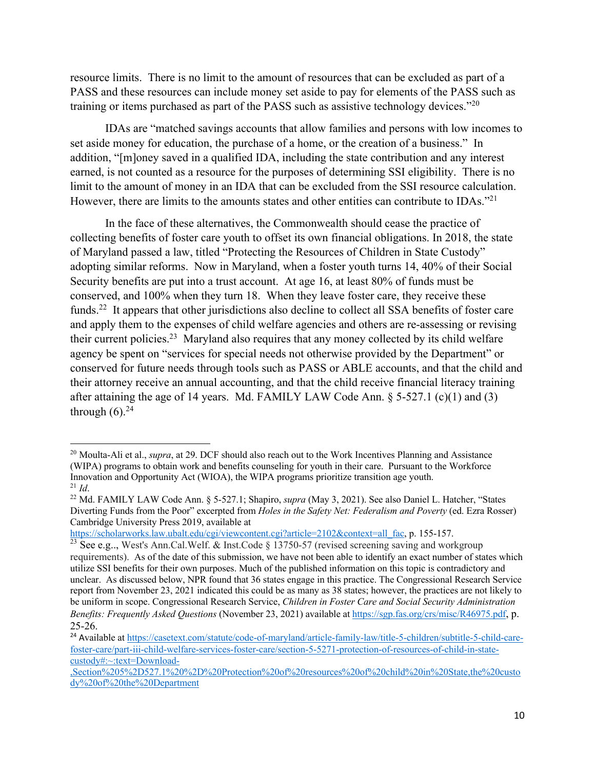resource limits. There is no limit to the amount of resources that can be excluded as part of a PASS and these resources can include money set aside to pay for elements of the PASS such as training or items purchased as part of the PASS such as assistive technology devices."[20]

IDAs are "matched savings accounts that allow families and persons with low incomes to set aside money for education, the purchase of a home, or the creation of a business." In addition, "[m]oney saved in a qualified IDA, including the state contribution and any interest earned, is not counted as a resource for the purposes of determining SSI eligibility. There is no limit to the amount of money in an IDA that can be excluded from the SSI resource calculation. However, there are limits to the amounts states and other entities can contribute to IDAs."[21]

In the face of these alternatives, the Commonwealth should cease the practice of collecting benefits of foster care youth to offset its own financial obligations. In 2018, the state of Maryland passed a law, titled "Protecting the Resources of Children in State Custody" adopting similar reforms. Now in Maryland, when a foster youth turns 14, 40% of their Social Security benefits are put into a trust account. At age 16, at least 80% of funds must be conserved, and 100% when they turn 18. When they leave foster care, they receive these funds.[22] It appears that other jurisdictions also decline to collect all SSA benefits of foster care and apply them to the expenses of child welfare agencies and others are re-assessing or revising their current policies.[23] Maryland also requires that any money collected by its child welfare agency be spent on "services for special needs not otherwise provided by the Department" or conserved for future needs through tools such as PASS or ABLE accounts, and that the child and their attorney receive an annual accounting, and that the child receive financial literacy training after attaining the age of 14 years. Md. FAMILY LAW Code Ann. § 5-527.1 (c)(1) and (3) through (6).[24]

---

[20] Moulta-Ali et al., *supra*, at 29. DCF should also reach out to the Work Incentives Planning and Assistance (WIPA) programs to obtain work and benefits counseling for youth in their care. Pursuant to the Workforce Innovation and Opportunity Act (WIOA), the WIPA programs prioritize transition age youth.

[21] *Id*.

[22] Md. FAMILY LAW Code Ann. § 5-527.1; Shapiro, *supra* (May 3, 2021). See also Daniel L. Hatcher, "States Diverting Funds from the Poor" excerpted from *Holes in the Safety Net: Federalism and Poverty* (ed. Ezra Rosser) Cambridge University Press 2019, available at https://scholarworks.law.ubalt.edu/cgi/viewcontent.cgi?article=2102&context=all_fac, p. 155-157.

[23] See e.g.., West's Ann.Cal.Welf. & Inst.Code § 13750-57 (revised screening saving and workgroup requirements). As of the date of this submission, we have not been able to identify an exact number of states which utilize SSI benefits for their own purposes. Much of the published information on this topic is contradictory and unclear. As discussed below, NPR found that 36 states engage in this practice. The Congressional Research Service report from November 23, 2021 indicated this could be as many as 38 states; however, the practices are not likely to be uniform in scope. Congressional Research Service, *Children in Foster Care and Social Security Administration Benefits: Frequently Asked Questions* (November 23, 2021) available at https://sgp.fas.org/crs/misc/R46975.pdf, p. 25-26.

[24] Available at https://casetext.com/statute/code-of-maryland/article-family-law/title-5-children/subtitle-5-child-care-foster-care/part-iii-child-welfare-services-foster-care/section-5-5271-protection-of-resources-of-child-in-state-custody#:~:text=Download-,Section%205%2D527.1%20%2D%20Protection%20of%20resources%20of%20child%20in%20State,the%20custody%20of%20the%20Department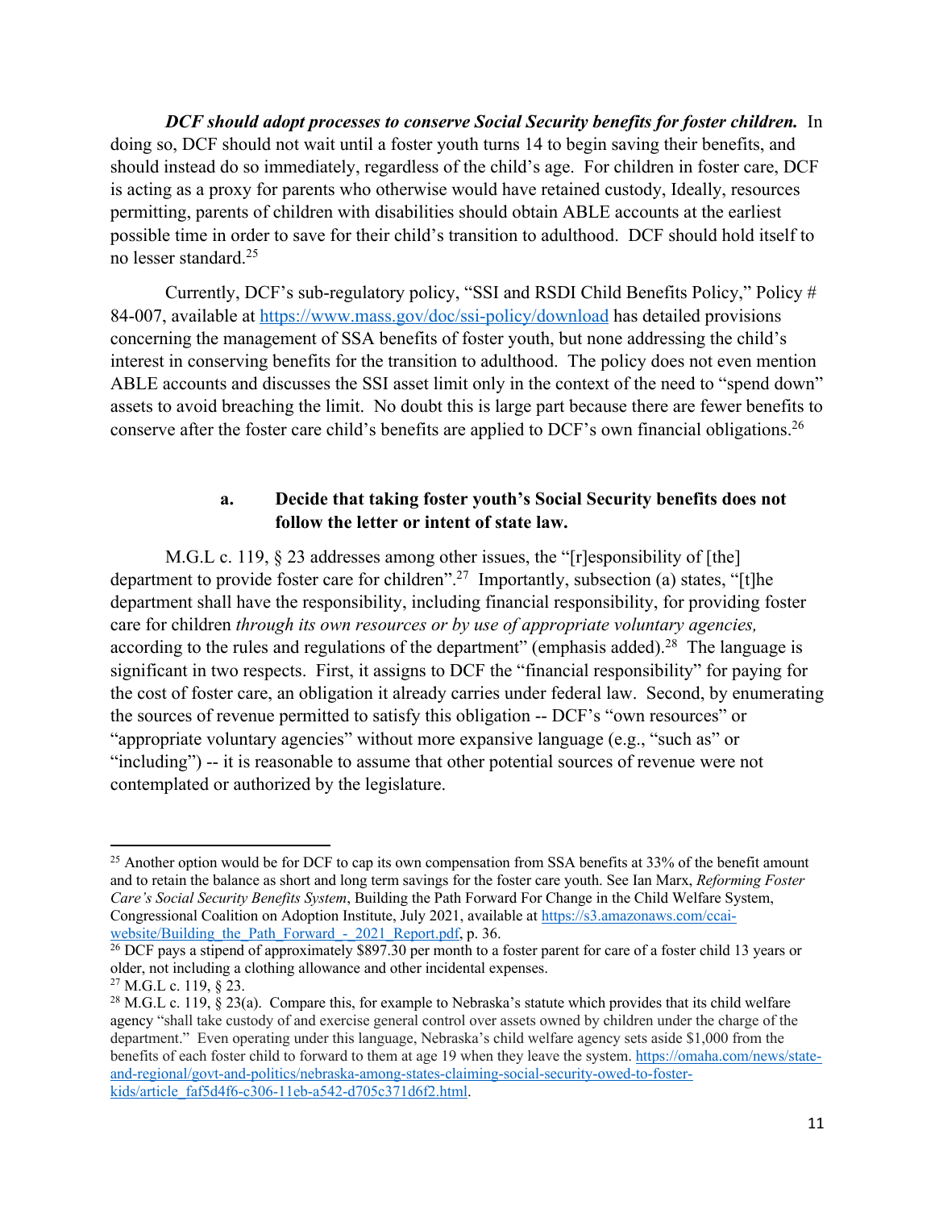***DCF should adopt processes to conserve Social Security benefits for foster children.*** In doing so, DCF should not wait until a foster youth turns 14 to begin saving their benefits, and should instead do so immediately, regardless of the child's age. For children in foster care, DCF is acting as a proxy for parents who otherwise would have retained custody, Ideally, resources permitting, parents of children with disabilities should obtain ABLE accounts at the earliest possible time in order to save for their child's transition to adulthood. DCF should hold itself to no lesser standard.[25]

Currently, DCF's sub-regulatory policy, "SSI and RSDI Child Benefits Policy," Policy # 84-007, available at https://www.mass.gov/doc/ssi-policy/download has detailed provisions concerning the management of SSA benefits of foster youth, but none addressing the child's interest in conserving benefits for the transition to adulthood. The policy does not even mention ABLE accounts and discusses the SSI asset limit only in the context of the need to "spend down" assets to avoid breaching the limit. No doubt this is large part because there are fewer benefits to conserve after the foster care child's benefits are applied to DCF's own financial obligations.[26]

**a. Decide that taking foster youth's Social Security benefits does not follow the letter or intent of state law.**

M.G.L c. 119, § 23 addresses among other issues, the "[r]esponsibility of [the] department to provide foster care for children".[27] Importantly, subsection (a) states, "[t]he department shall have the responsibility, including financial responsibility, for providing foster care for children *through its own resources or by use of appropriate voluntary agencies,* according to the rules and regulations of the department" (emphasis added).[28] The language is significant in two respects. First, it assigns to DCF the "financial responsibility" for paying for the cost of foster care, an obligation it already carries under federal law. Second, by enumerating the sources of revenue permitted to satisfy this obligation -- DCF's "own resources" or "appropriate voluntary agencies" without more expansive language (e.g., "such as" or "including") -- it is reasonable to assume that other potential sources of revenue were not contemplated or authorized by the legislature.

---

[25] Another option would be for DCF to cap its own compensation from SSA benefits at 33% of the benefit amount and to retain the balance as short and long term savings for the foster care youth. See Ian Marx, *Reforming Foster Care's Social Security Benefits System*, Building the Path Forward For Change in the Child Welfare System, Congressional Coalition on Adoption Institute, July 2021, available at https://s3.amazonaws.com/ccai-website/Building_the_Path_Forward_-_2021_Report.pdf, p. 36.

[26] DCF pays a stipend of approximately $897.30 per month to a foster parent for care of a foster child 13 years or older, not including a clothing allowance and other incidental expenses.

[27] M.G.L c. 119, § 23.

[28] M.G.L c. 119, § 23(a). Compare this, for example to Nebraska's statute which provides that its child welfare agency "shall take custody of and exercise general control over assets owned by children under the charge of the department." Even operating under this language, Nebraska's child welfare agency sets aside $1,000 from the benefits of each foster child to forward to them at age 19 when they leave the system. https://omaha.com/news/state-and-regional/govt-and-politics/nebraska-among-states-claiming-social-security-owed-to-foster-kids/article_faf5d4f6-c306-11eb-a542-d705c371d6f2.html.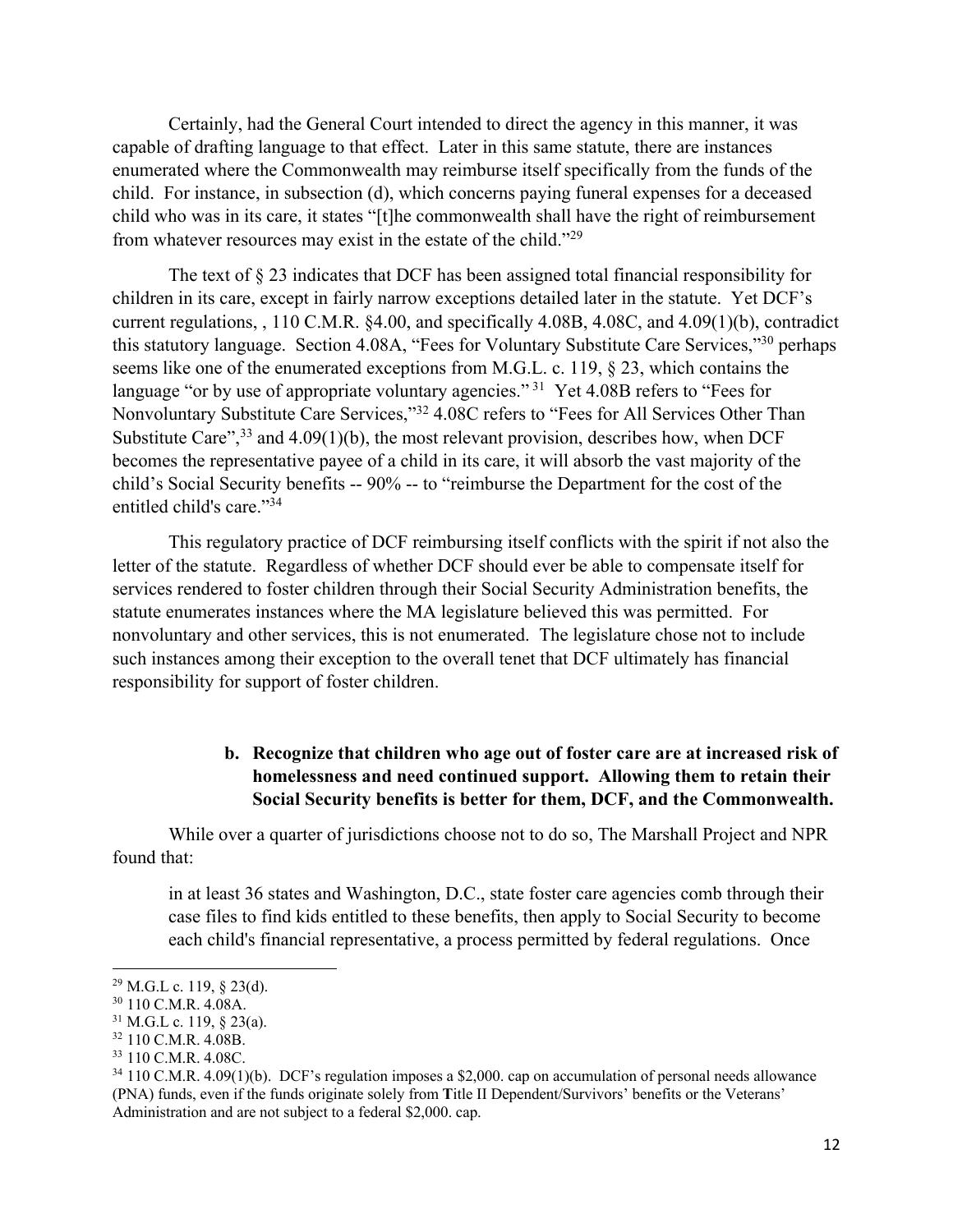Certainly, had the General Court intended to direct the agency in this manner, it was capable of drafting language to that effect. Later in this same statute, there are instances enumerated where the Commonwealth may reimburse itself specifically from the funds of the child. For instance, in subsection (d), which concerns paying funeral expenses for a deceased child who was in its care, it states "[t]he commonwealth shall have the right of reimbursement from whatever resources may exist in the estate of the child."[29]

The text of § 23 indicates that DCF has been assigned total financial responsibility for children in its care, except in fairly narrow exceptions detailed later in the statute. Yet DCF's current regulations, , 110 C.M.R. §4.00, and specifically 4.08B, 4.08C, and 4.09(1)(b), contradict this statutory language. Section 4.08A, "Fees for Voluntary Substitute Care Services,"[30] perhaps seems like one of the enumerated exceptions from M.G.L. c. 119, § 23, which contains the language "or by use of appropriate voluntary agencies."[31] Yet 4.08B refers to "Fees for Nonvoluntary Substitute Care Services,"[32] 4.08C refers to "Fees for All Services Other Than Substitute Care",[33] and 4.09(1)(b), the most relevant provision, describes how, when DCF becomes the representative payee of a child in its care, it will absorb the vast majority of the child's Social Security benefits -- 90% -- to "reimburse the Department for the cost of the entitled child's care."[34]

This regulatory practice of DCF reimbursing itself conflicts with the spirit if not also the letter of the statute. Regardless of whether DCF should ever be able to compensate itself for services rendered to foster children through their Social Security Administration benefits, the statute enumerates instances where the MA legislature believed this was permitted. For nonvoluntary and other services, this is not enumerated. The legislature chose not to include such instances among their exception to the overall tenet that DCF ultimately has financial responsibility for support of foster children.

**b. Recognize that children who age out of foster care are at increased risk of homelessness and need continued support. Allowing them to retain their Social Security benefits is better for them, DCF, and the Commonwealth.**

While over a quarter of jurisdictions choose not to do so, The Marshall Project and NPR found that:

> in at least 36 states and Washington, D.C., state foster care agencies comb through their case files to find kids entitled to these benefits, then apply to Social Security to become each child's financial representative, a process permitted by federal regulations. Once

---

[29] M.G.L c. 119, § 23(d).

[30] 110 C.M.R. 4.08A.

[31] M.G.L c. 119, § 23(a).

[32] 110 C.M.R. 4.08B.

[33] 110 C.M.R. 4.08C.

[34] 110 C.M.R. 4.09(1)(b). DCF's regulation imposes a $2,000. cap on accumulation of personal needs allowance (PNA) funds, even if the funds originate solely from **T**itle II Dependent/Survivors' benefits or the Veterans' Administration and are not subject to a federal $2,000. cap.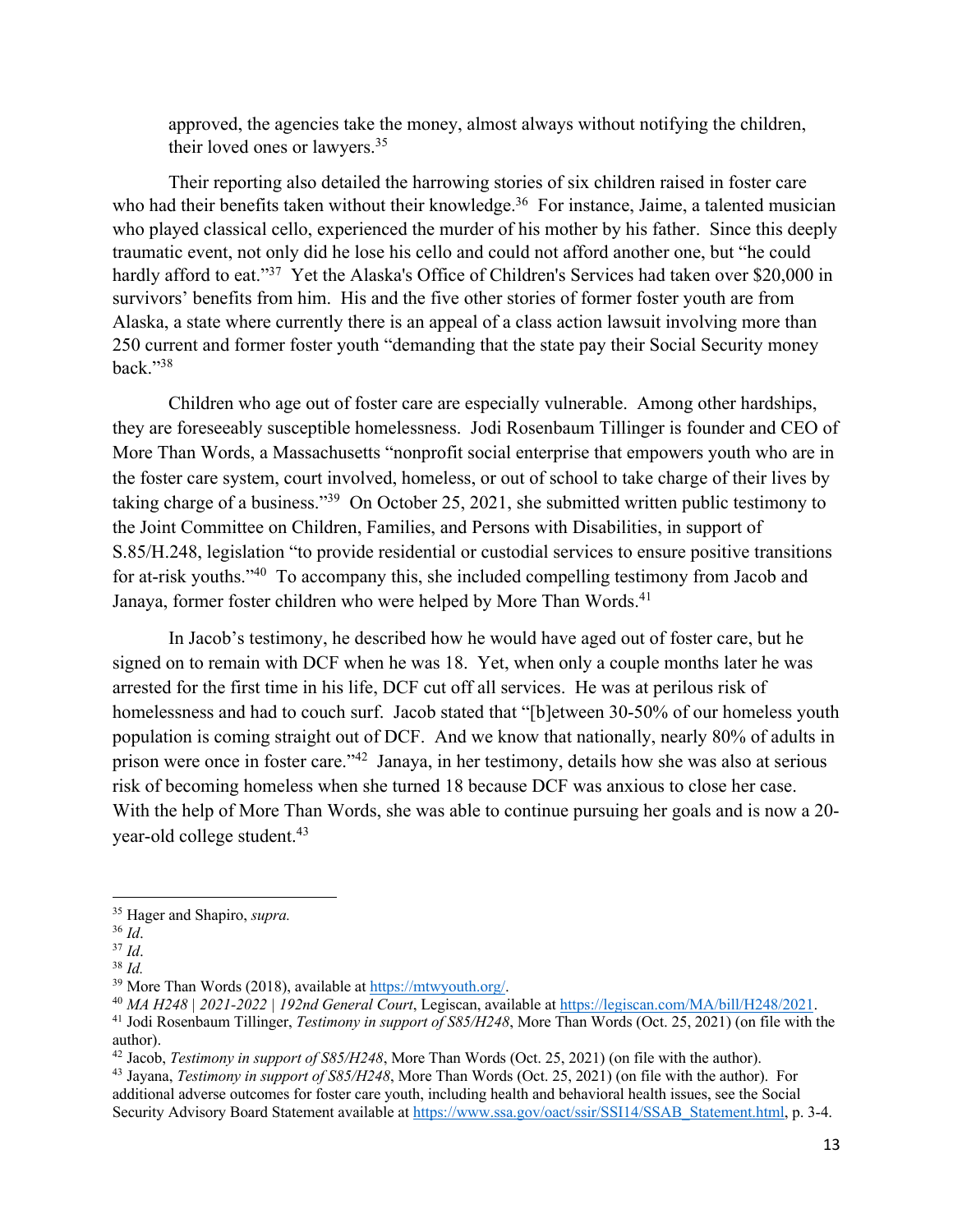approved, the agencies take the money, almost always without notifying the children, their loved ones or lawyers.[35]

Their reporting also detailed the harrowing stories of six children raised in foster care who had their benefits taken without their knowledge.[36] For instance, Jaime, a talented musician who played classical cello, experienced the murder of his mother by his father. Since this deeply traumatic event, not only did he lose his cello and could not afford another one, but "he could hardly afford to eat."[37] Yet the Alaska's Office of Children's Services had taken over $20,000 in survivors' benefits from him. His and the five other stories of former foster youth are from Alaska, a state where currently there is an appeal of a class action lawsuit involving more than 250 current and former foster youth "demanding that the state pay their Social Security money back."[38]

Children who age out of foster care are especially vulnerable. Among other hardships, they are foreseeably susceptible homelessness. Jodi Rosenbaum Tillinger is founder and CEO of More Than Words, a Massachusetts "nonprofit social enterprise that empowers youth who are in the foster care system, court involved, homeless, or out of school to take charge of their lives by taking charge of a business."[39] On October 25, 2021, she submitted written public testimony to the Joint Committee on Children, Families, and Persons with Disabilities, in support of S.85/H.248, legislation "to provide residential or custodial services to ensure positive transitions for at-risk youths."[40] To accompany this, she included compelling testimony from Jacob and Janaya, former foster children who were helped by More Than Words.[41]

In Jacob's testimony, he described how he would have aged out of foster care, but he signed on to remain with DCF when he was 18. Yet, when only a couple months later he was arrested for the first time in his life, DCF cut off all services. He was at perilous risk of homelessness and had to couch surf. Jacob stated that "[b]etween 30-50% of our homeless youth population is coming straight out of DCF. And we know that nationally, nearly 80% of adults in prison were once in foster care."[42] Janaya, in her testimony, details how she was also at serious risk of becoming homeless when she turned 18 because DCF was anxious to close her case. With the help of More Than Words, she was able to continue pursuing her goals and is now a 20-year-old college student.[43]

---

[35] Hager and Shapiro, *supra.*

[36] *Id*.

[37] *Id*.

[38] *Id.*

[39] More Than Words (2018), available at https://mtwyouth.org/.

[40] *MA H248 | 2021-2022 | 192nd General Court*, Legiscan, available at https://legiscan.com/MA/bill/H248/2021.

[41] Jodi Rosenbaum Tillinger, *Testimony in support of S85/H248*, More Than Words (Oct. 25, 2021) (on file with the author).

[42] Jacob, *Testimony in support of S85/H248*, More Than Words (Oct. 25, 2021) (on file with the author).

[43] Jayana, *Testimony in support of S85/H248*, More Than Words (Oct. 25, 2021) (on file with the author). For additional adverse outcomes for foster care youth, including health and behavioral health issues, see the Social Security Advisory Board Statement available at https://www.ssa.gov/oact/ssir/SSI14/SSAB_Statement.html, p. 3-4.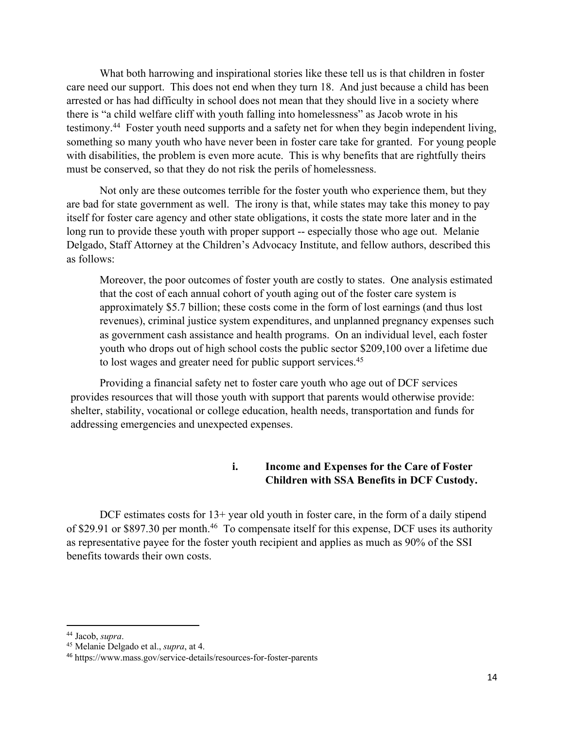What both harrowing and inspirational stories like these tell us is that children in foster care need our support. This does not end when they turn 18. And just because a child has been arrested or has had difficulty in school does not mean that they should live in a society where there is "a child welfare cliff with youth falling into homelessness" as Jacob wrote in his testimony.[44] Foster youth need supports and a safety net for when they begin independent living, something so many youth who have never been in foster care take for granted. For young people with disabilities, the problem is even more acute. This is why benefits that are rightfully theirs must be conserved, so that they do not risk the perils of homelessness.

Not only are these outcomes terrible for the foster youth who experience them, but they are bad for state government as well. The irony is that, while states may take this money to pay itself for foster care agency and other state obligations, it costs the state more later and in the long run to provide these youth with proper support -- especially those who age out. Melanie Delgado, Staff Attorney at the Children's Advocacy Institute, and fellow authors, described this as follows:

> Moreover, the poor outcomes of foster youth are costly to states. One analysis estimated that the cost of each annual cohort of youth aging out of the foster care system is approximately $5.7 billion; these costs come in the form of lost earnings (and thus lost revenues), criminal justice system expenditures, and unplanned pregnancy expenses such as government cash assistance and health programs. On an individual level, each foster youth who drops out of high school costs the public sector $209,100 over a lifetime due to lost wages and greater need for public support services.[45]

Providing a financial safety net to foster care youth who age out of DCF services provides resources that will those youth with support that parents would otherwise provide: shelter, stability, vocational or college education, health needs, transportation and funds for addressing emergencies and unexpected expenses.

### i. Income and Expenses for the Care of Foster Children with SSA Benefits in DCF Custody.

DCF estimates costs for 13+ year old youth in foster care, in the form of a daily stipend of $29.91 or $897.30 per month.[46] To compensate itself for this expense, DCF uses its authority as representative payee for the foster youth recipient and applies as much as 90% of the SSI benefits towards their own costs.

---

[44] Jacob, *supra*.

[45] Melanie Delgado et al., *supra*, at 4.

[46] https://www.mass.gov/service-details/resources-for-foster-parents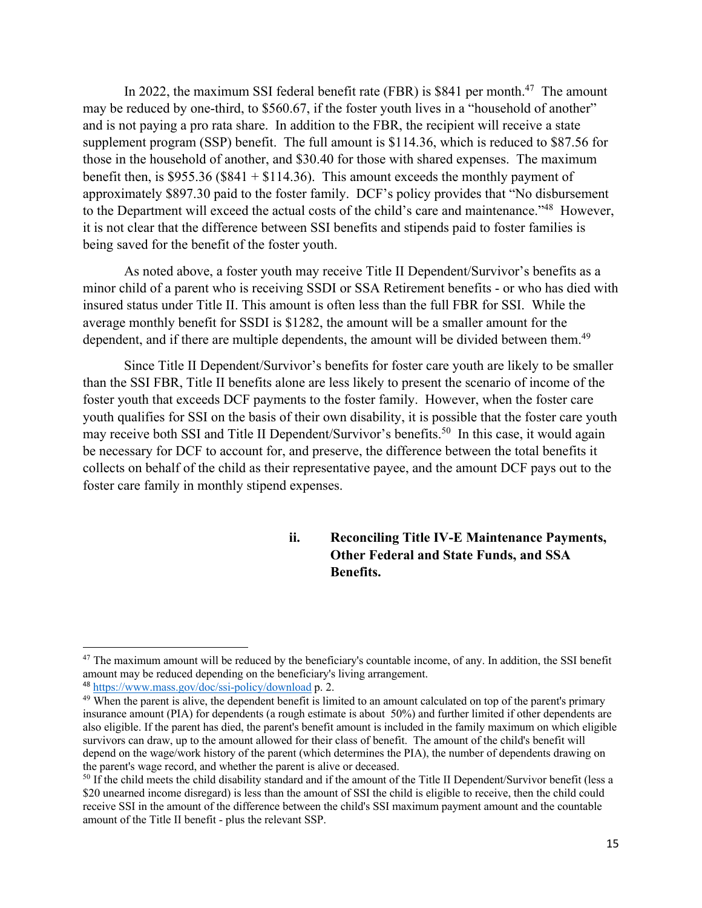In 2022, the maximum SSI federal benefit rate (FBR) is $841 per month.[47] The amount may be reduced by one-third, to $560.67, if the foster youth lives in a "household of another" and is not paying a pro rata share. In addition to the FBR, the recipient will receive a state supplement program (SSP) benefit. The full amount is $114.36, which is reduced to $87.56 for those in the household of another, and $30.40 for those with shared expenses. The maximum benefit then, is $955.36 ($841 + $114.36). This amount exceeds the monthly payment of approximately $897.30 paid to the foster family. DCF's policy provides that "No disbursement to the Department will exceed the actual costs of the child's care and maintenance."[48] However, it is not clear that the difference between SSI benefits and stipends paid to foster families is being saved for the benefit of the foster youth.

As noted above, a foster youth may receive Title II Dependent/Survivor's benefits as a minor child of a parent who is receiving SSDI or SSA Retirement benefits - or who has died with insured status under Title II. This amount is often less than the full FBR for SSI. While the average monthly benefit for SSDI is $1282, the amount will be a smaller amount for the dependent, and if there are multiple dependents, the amount will be divided between them.[49]

Since Title II Dependent/Survivor's benefits for foster care youth are likely to be smaller than the SSI FBR, Title II benefits alone are less likely to present the scenario of income of the foster youth that exceeds DCF payments to the foster family. However, when the foster care youth qualifies for SSI on the basis of their own disability, it is possible that the foster care youth may receive both SSI and Title II Dependent/Survivor's benefits.[50] In this case, it would again be necessary for DCF to account for, and preserve, the difference between the total benefits it collects on behalf of the child as their representative payee, and the amount DCF pays out to the foster care family in monthly stipend expenses.

#### ii. Reconciling Title IV-E Maintenance Payments, Other Federal and State Funds, and SSA Benefits.

---

[47] The maximum amount will be reduced by the beneficiary's countable income, of any. In addition, the SSI benefit amount may be reduced depending on the beneficiary's living arrangement.

[48] https://www.mass.gov/doc/ssi-policy/download p. 2.

[49] When the parent is alive, the dependent benefit is limited to an amount calculated on top of the parent's primary insurance amount (PIA) for dependents (a rough estimate is about 50%) and further limited if other dependents are also eligible. If the parent has died, the parent's benefit amount is included in the family maximum on which eligible survivors can draw, up to the amount allowed for their class of benefit. The amount of the child's benefit will depend on the wage/work history of the parent (which determines the PIA), the number of dependents drawing on the parent's wage record, and whether the parent is alive or deceased.

[50] If the child meets the child disability standard and if the amount of the Title II Dependent/Survivor benefit (less a $20 unearned income disregard) is less than the amount of SSI the child is eligible to receive, then the child could receive SSI in the amount of the difference between the child's SSI maximum payment amount and the countable amount of the Title II benefit - plus the relevant SSP.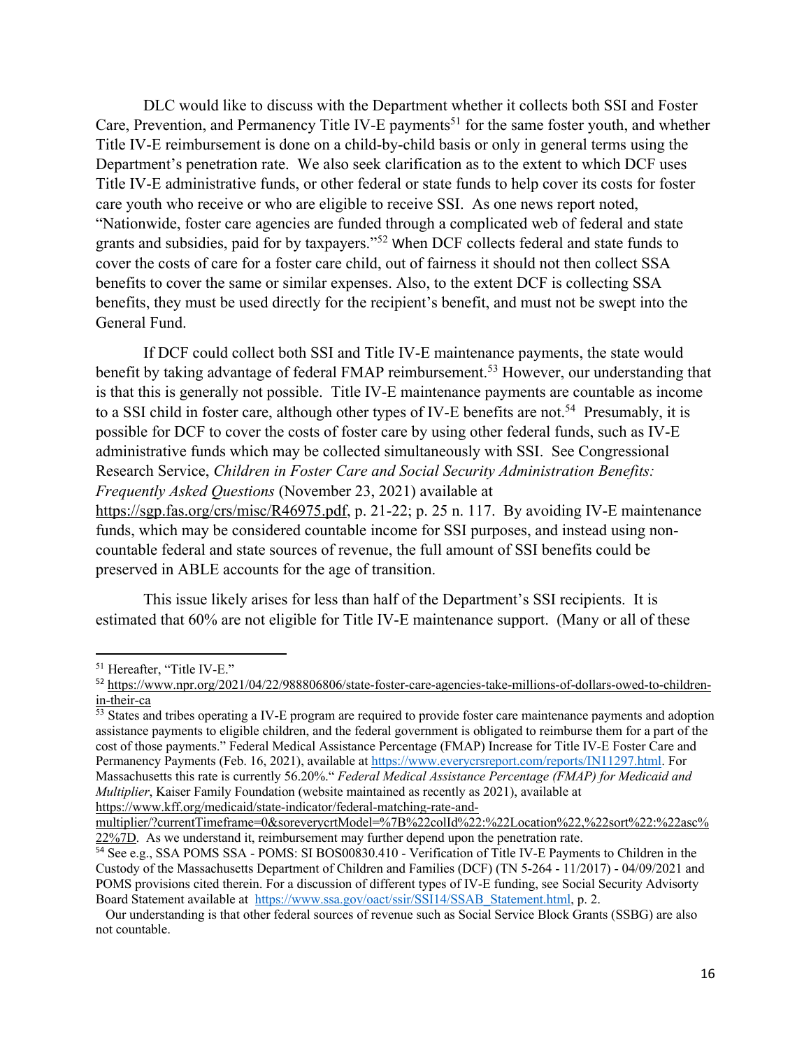DLC would like to discuss with the Department whether it collects both SSI and Foster Care, Prevention, and Permanency Title IV-E payments[51] for the same foster youth, and whether Title IV-E reimbursement is done on a child-by-child basis or only in general terms using the Department's penetration rate. We also seek clarification as to the extent to which DCF uses Title IV-E administrative funds, or other federal or state funds to help cover its costs for foster care youth who receive or who are eligible to receive SSI. As one news report noted, "Nationwide, foster care agencies are funded through a complicated web of federal and state grants and subsidies, paid for by taxpayers."[52] When DCF collects federal and state funds to cover the costs of care for a foster care child, out of fairness it should not then collect SSA benefits to cover the same or similar expenses. Also, to the extent DCF is collecting SSA benefits, they must be used directly for the recipient's benefit, and must not be swept into the General Fund.

If DCF could collect both SSI and Title IV-E maintenance payments, the state would benefit by taking advantage of federal FMAP reimbursement.[53] However, our understanding that is that this is generally not possible. Title IV-E maintenance payments are countable as income to a SSI child in foster care, although other types of IV-E benefits are not.[54] Presumably, it is possible for DCF to cover the costs of foster care by using other federal funds, such as IV-E administrative funds which may be collected simultaneously with SSI. See Congressional Research Service, *Children in Foster Care and Social Security Administration Benefits: Frequently Asked Questions* (November 23, 2021) available at https://sgp.fas.org/crs/misc/R46975.pdf, p. 21-22; p. 25 n. 117. By avoiding IV-E maintenance funds, which may be considered countable income for SSI purposes, and instead using non-countable federal and state sources of revenue, the full amount of SSI benefits could be preserved in ABLE accounts for the age of transition.

This issue likely arises for less than half of the Department's SSI recipients. It is estimated that 60% are not eligible for Title IV-E maintenance support. (Many or all of these

---

[51] Hereafter, "Title IV-E."

[52] https://www.npr.org/2021/04/22/988806806/state-foster-care-agencies-take-millions-of-dollars-owed-to-children-in-their-ca

[53] States and tribes operating a IV-E program are required to provide foster care maintenance payments and adoption assistance payments to eligible children, and the federal government is obligated to reimburse them for a part of the cost of those payments." Federal Medical Assistance Percentage (FMAP) Increase for Title IV-E Foster Care and Permanency Payments (Feb. 16, 2021), available at https://www.everycrsreport.com/reports/IN11297.html. For Massachusetts this rate is currently 56.20%." *Federal Medical Assistance Percentage (FMAP) for Medicaid and Multiplier*, Kaiser Family Foundation (website maintained as recently as 2021), available at https://www.kff.org/medicaid/state-indicator/federal-matching-rate-and-multiplier/?currentTimeframe=0&soreverycrtModel=%7B%22colId%22:%22Location%22,%22sort%22:%22asc%22%7D. As we understand it, reimbursement may further depend upon the penetration rate.

[54] See e.g., SSA POMS SSA - POMS: SI BOS00830.410 - Verification of Title IV-E Payments to Children in the Custody of the Massachusetts Department of Children and Families (DCF) (TN 5-264 - 11/2017) - 04/09/2021 and POMS provisions cited therein. For a discussion of different types of IV-E funding, see Social Security Advisory Board Statement available at https://www.ssa.gov/oact/ssir/SSI14/SSAB_Statement.html, p. 2.

Our understanding is that other federal sources of revenue such as Social Service Block Grants (SSBG) are also not countable.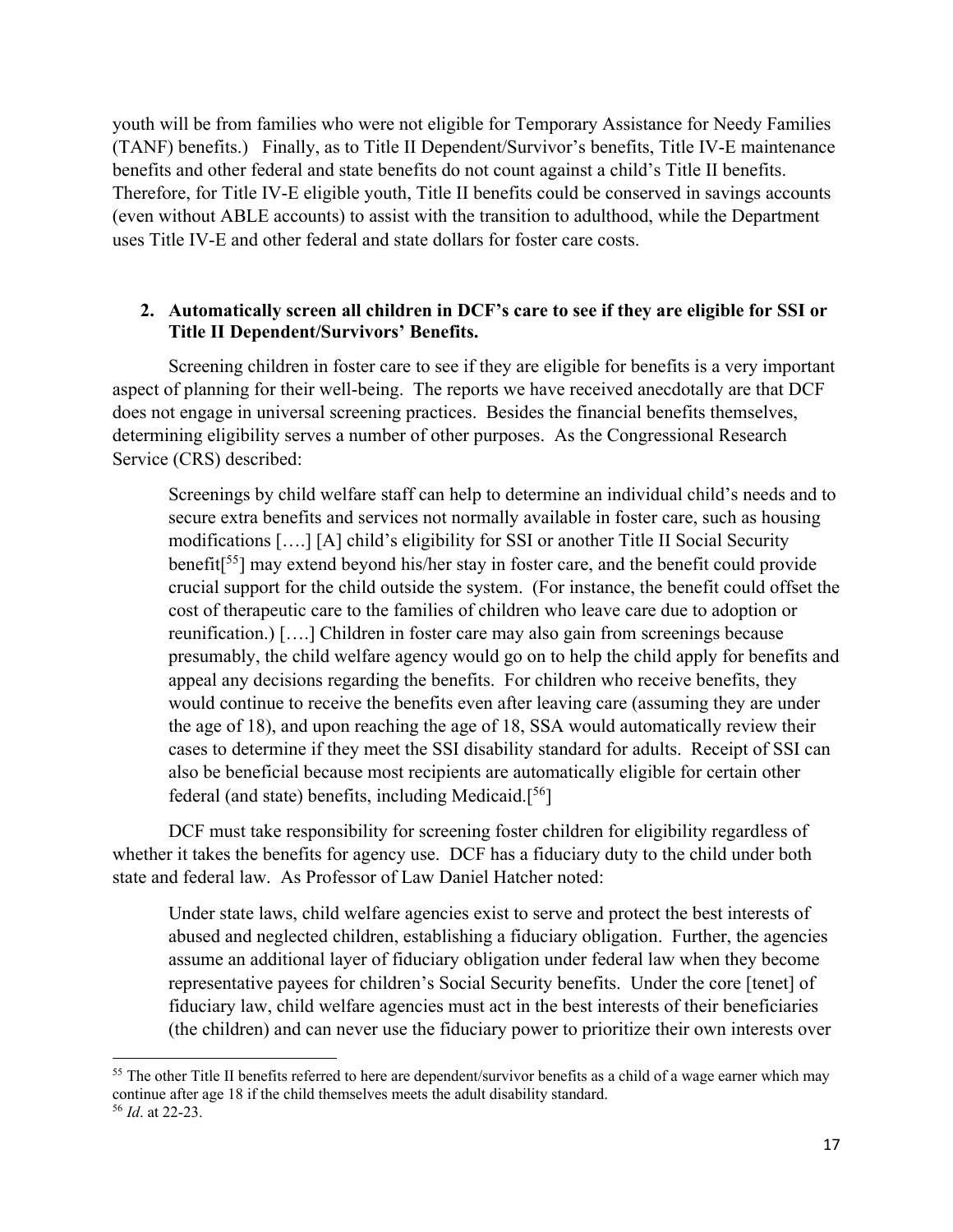youth will be from families who were not eligible for Temporary Assistance for Needy Families (TANF) benefits.) Finally, as to Title II Dependent/Survivor's benefits, Title IV-E maintenance benefits and other federal and state benefits do not count against a child's Title II benefits. Therefore, for Title IV-E eligible youth, Title II benefits could be conserved in savings accounts (even without ABLE accounts) to assist with the transition to adulthood, while the Department uses Title IV-E and other federal and state dollars for foster care costs.

**2. Automatically screen all children in DCF's care to see if they are eligible for SSI or Title II Dependent/Survivors' Benefits.**

Screening children in foster care to see if they are eligible for benefits is a very important aspect of planning for their well-being. The reports we have received anecdotally are that DCF does not engage in universal screening practices. Besides the financial benefits themselves, determining eligibility serves a number of other purposes. As the Congressional Research Service (CRS) described:

> Screenings by child welfare staff can help to determine an individual child's needs and to secure extra benefits and services not normally available in foster care, such as housing modifications [….] [A] child's eligibility for SSI or another Title II Social Security benefit[55] may extend beyond his/her stay in foster care, and the benefit could provide crucial support for the child outside the system. (For instance, the benefit could offset the cost of therapeutic care to the families of children who leave care due to adoption or reunification.) [….] Children in foster care may also gain from screenings because presumably, the child welfare agency would go on to help the child apply for benefits and appeal any decisions regarding the benefits. For children who receive benefits, they would continue to receive the benefits even after leaving care (assuming they are under the age of 18), and upon reaching the age of 18, SSA would automatically review their cases to determine if they meet the SSI disability standard for adults. Receipt of SSI can also be beneficial because most recipients are automatically eligible for certain other federal (and state) benefits, including Medicaid.[56]

DCF must take responsibility for screening foster children for eligibility regardless of whether it takes the benefits for agency use. DCF has a fiduciary duty to the child under both state and federal law. As Professor of Law Daniel Hatcher noted:

> Under state laws, child welfare agencies exist to serve and protect the best interests of abused and neglected children, establishing a fiduciary obligation. Further, the agencies assume an additional layer of fiduciary obligation under federal law when they become representative payees for children's Social Security benefits. Under the core [tenet] of fiduciary law, child welfare agencies must act in the best interests of their beneficiaries (the children) and can never use the fiduciary power to prioritize their own interests over

---

[55] The other Title II benefits referred to here are dependent/survivor benefits as a child of a wage earner which may continue after age 18 if the child themselves meets the adult disability standard.

[56] *Id*. at 22-23.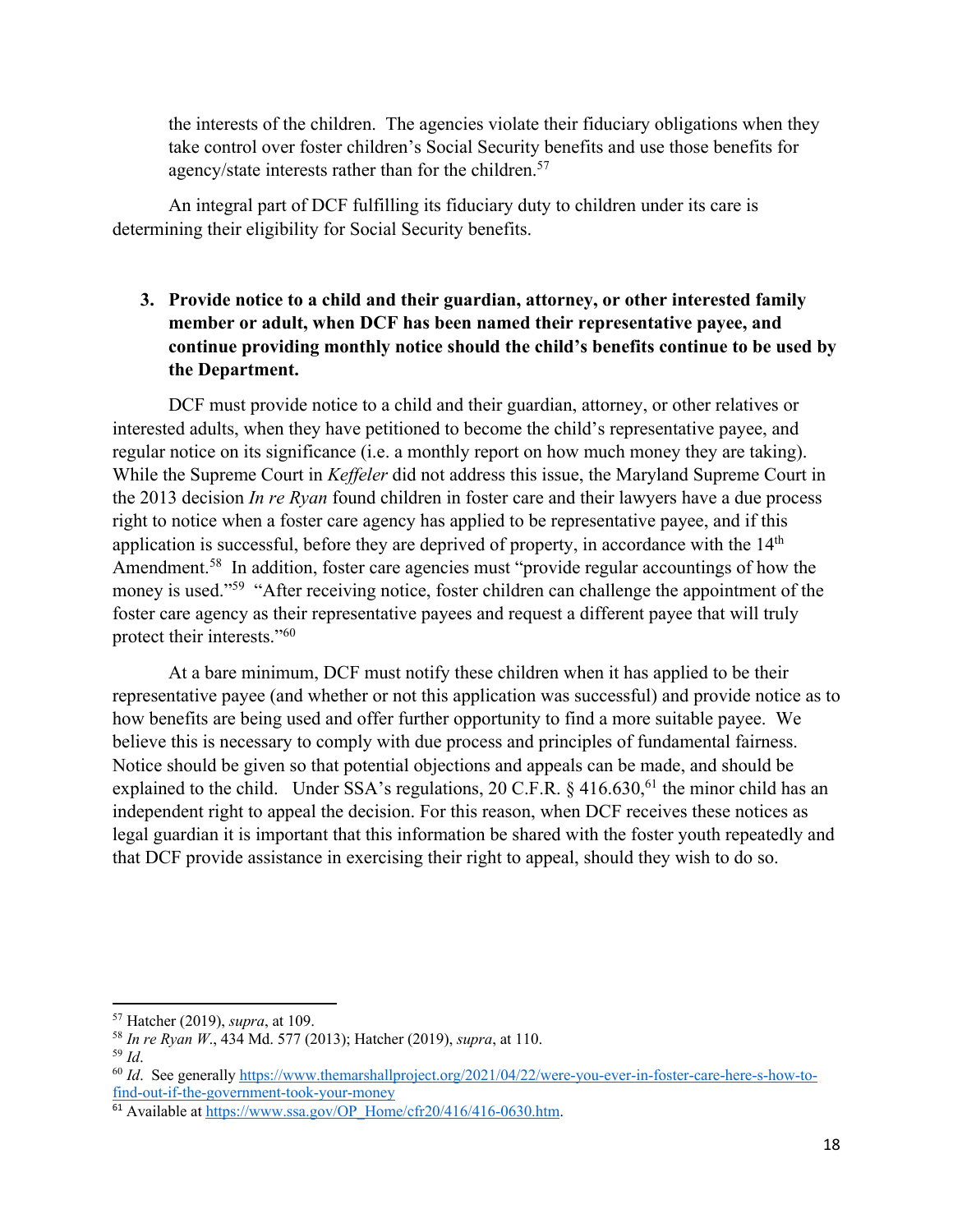the interests of the children. The agencies violate their fiduciary obligations when they take control over foster children's Social Security benefits and use those benefits for agency/state interests rather than for the children.[57]

An integral part of DCF fulfilling its fiduciary duty to children under its care is determining their eligibility for Social Security benefits.

**3. Provide notice to a child and their guardian, attorney, or other interested family member or adult, when DCF has been named their representative payee, and continue providing monthly notice should the child's benefits continue to be used by the Department.**

DCF must provide notice to a child and their guardian, attorney, or other relatives or interested adults, when they have petitioned to become the child's representative payee, and regular notice on its significance (i.e. a monthly report on how much money they are taking). While the Supreme Court in *Keffeler* did not address this issue, the Maryland Supreme Court in the 2013 decision *In re Ryan* found children in foster care and their lawyers have a due process right to notice when a foster care agency has applied to be representative payee, and if this application is successful, before they are deprived of property, in accordance with the 14th Amendment.[58] In addition, foster care agencies must "provide regular accountings of how the money is used."[59] "After receiving notice, foster children can challenge the appointment of the foster care agency as their representative payees and request a different payee that will truly protect their interests."[60]

At a bare minimum, DCF must notify these children when it has applied to be their representative payee (and whether or not this application was successful) and provide notice as to how benefits are being used and offer further opportunity to find a more suitable payee. We believe this is necessary to comply with due process and principles of fundamental fairness. Notice should be given so that potential objections and appeals can be made, and should be explained to the child. Under SSA's regulations, 20 C.F.R. § 416.630,[61] the minor child has an independent right to appeal the decision. For this reason, when DCF receives these notices as legal guardian it is important that this information be shared with the foster youth repeatedly and that DCF provide assistance in exercising their right to appeal, should they wish to do so.

---

[57] Hatcher (2019), *supra*, at 109.

[58] *In re Ryan W.*, 434 Md. 577 (2013); Hatcher (2019), *supra*, at 110.

[59] *Id*.

[60] *Id*. See generally https://www.themarshallproject.org/2021/04/22/were-you-ever-in-foster-care-here-s-how-to-find-out-if-the-government-took-your-money

[61] Available at https://www.ssa.gov/OP_Home/cfr20/416/416-0630.htm.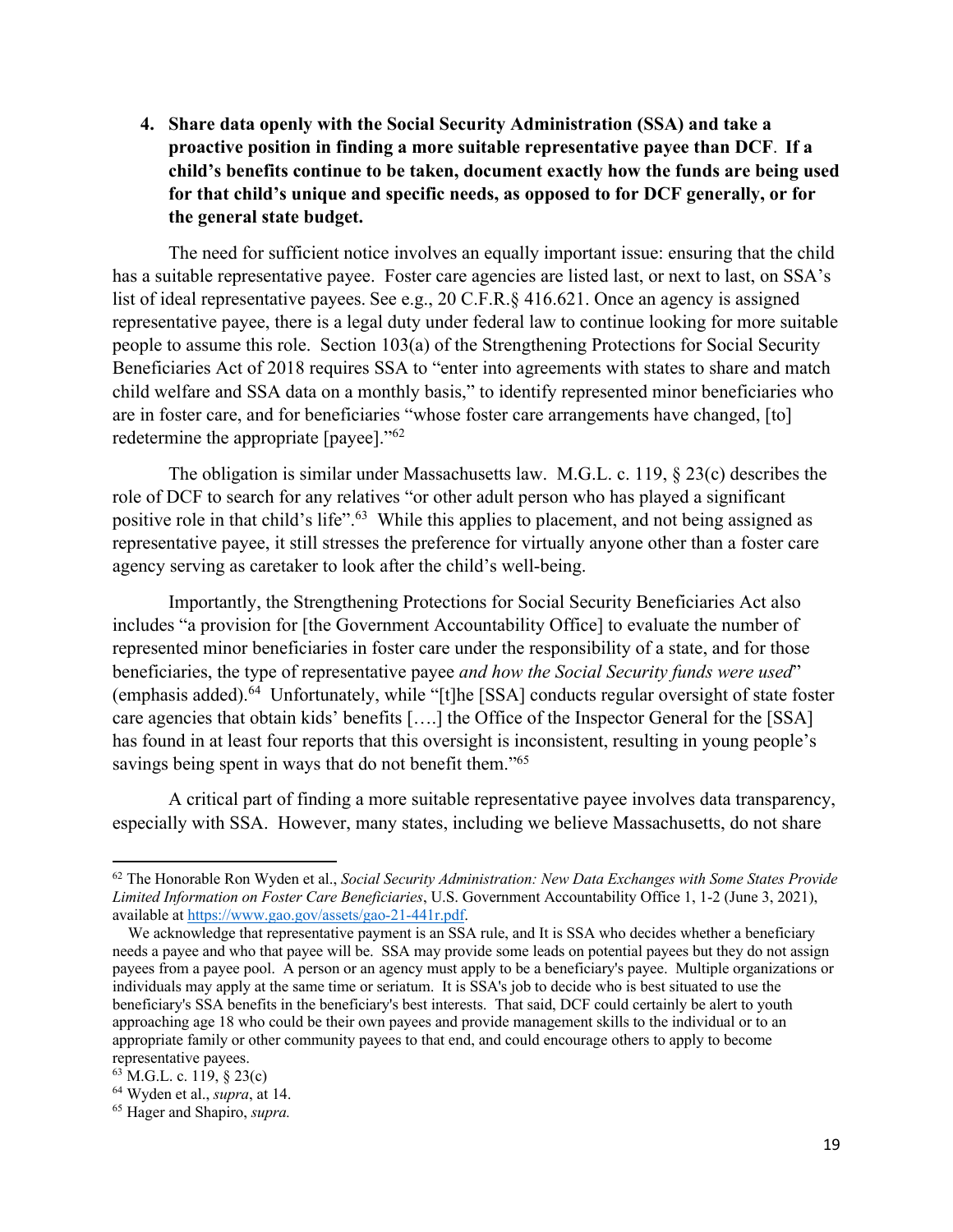4. **Share data openly with the Social Security Administration (SSA) and take a proactive position in finding a more suitable representative payee than DCF**. **If a child's benefits continue to be taken, document exactly how the funds are being used for that child's unique and specific needs, as opposed to for DCF generally, or for the general state budget.**

The need for sufficient notice involves an equally important issue: ensuring that the child has a suitable representative payee. Foster care agencies are listed last, or next to last, on SSA's list of ideal representative payees. See e.g., 20 C.F.R.§ 416.621. Once an agency is assigned representative payee, there is a legal duty under federal law to continue looking for more suitable people to assume this role. Section 103(a) of the Strengthening Protections for Social Security Beneficiaries Act of 2018 requires SSA to "enter into agreements with states to share and match child welfare and SSA data on a monthly basis," to identify represented minor beneficiaries who are in foster care, and for beneficiaries "whose foster care arrangements have changed, [to] redetermine the appropriate [payee]."[62]

The obligation is similar under Massachusetts law. M.G.L. c. 119, § 23(c) describes the role of DCF to search for any relatives "or other adult person who has played a significant positive role in that child's life".[63] While this applies to placement, and not being assigned as representative payee, it still stresses the preference for virtually anyone other than a foster care agency serving as caretaker to look after the child's well-being.

Importantly, the Strengthening Protections for Social Security Beneficiaries Act also includes "a provision for [the Government Accountability Office] to evaluate the number of represented minor beneficiaries in foster care under the responsibility of a state, and for those beneficiaries, the type of representative payee *and how the Social Security funds were used*" (emphasis added).[64] Unfortunately, while "[t]he [SSA] conducts regular oversight of state foster care agencies that obtain kids' benefits [….] the Office of the Inspector General for the [SSA] has found in at least four reports that this oversight is inconsistent, resulting in young people's savings being spent in ways that do not benefit them."[65]

A critical part of finding a more suitable representative payee involves data transparency, especially with SSA. However, many states, including we believe Massachusetts, do not share

---

[62] The Honorable Ron Wyden et al., *Social Security Administration: New Data Exchanges with Some States Provide Limited Information on Foster Care Beneficiaries*, U.S. Government Accountability Office 1, 1-2 (June 3, 2021), available at https://www.gao.gov/assets/gao-21-441r.pdf.

We acknowledge that representative payment is an SSA rule, and It is SSA who decides whether a beneficiary needs a payee and who that payee will be. SSA may provide some leads on potential payees but they do not assign payees from a payee pool. A person or an agency must apply to be a beneficiary's payee. Multiple organizations or individuals may apply at the same time or seriatum. It is SSA's job to decide who is best situated to use the beneficiary's SSA benefits in the beneficiary's best interests. That said, DCF could certainly be alert to youth approaching age 18 who could be their own payees and provide management skills to the individual or to an appropriate family or other community payees to that end, and could encourage others to apply to become representative payees.

[63] M.G.L. c. 119, § 23(c)

[64] Wyden et al., *supra*, at 14.

[65] Hager and Shapiro, *supra.*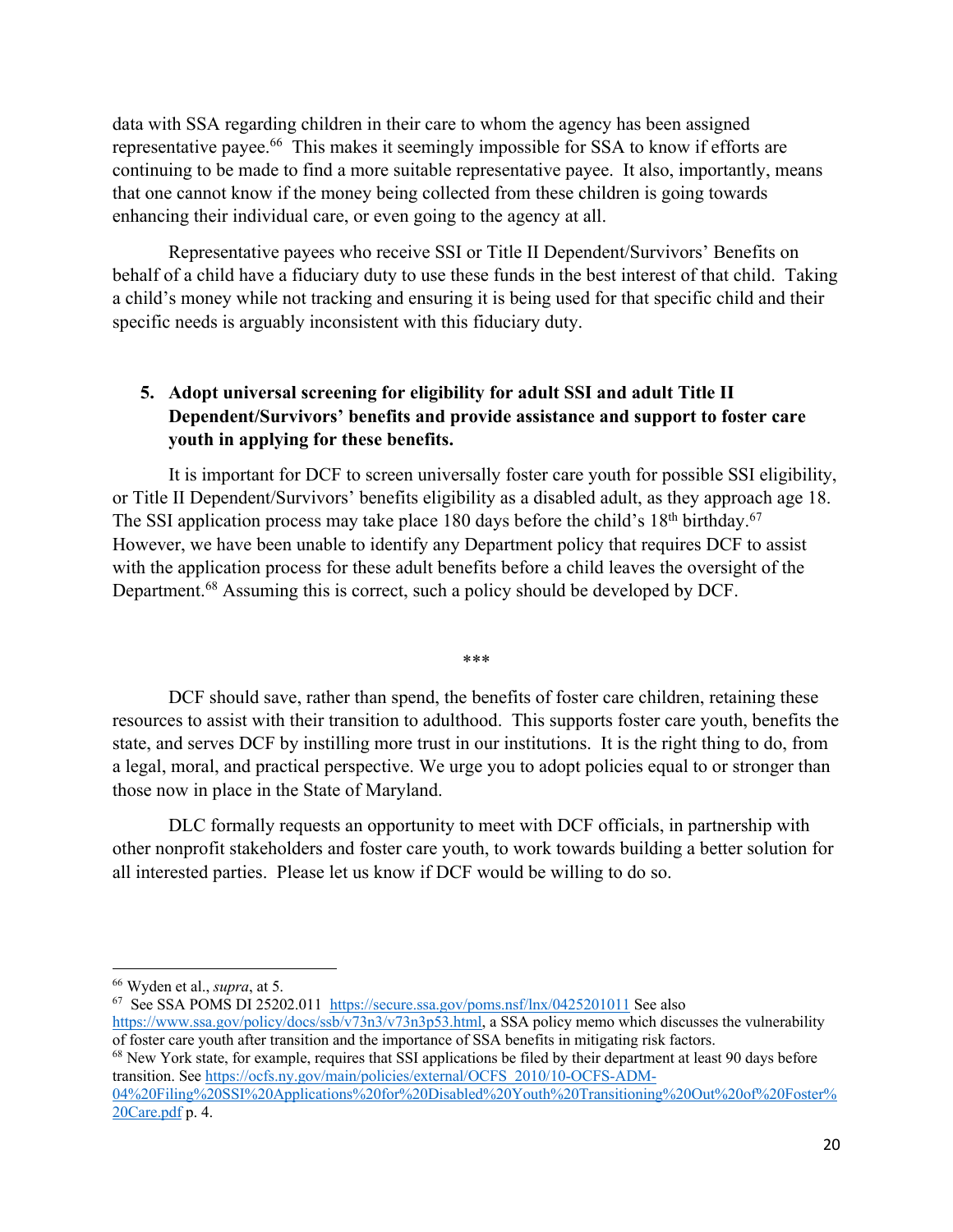data with SSA regarding children in their care to whom the agency has been assigned representative payee.[66] This makes it seemingly impossible for SSA to know if efforts are continuing to be made to find a more suitable representative payee. It also, importantly, means that one cannot know if the money being collected from these children is going towards enhancing their individual care, or even going to the agency at all.

Representative payees who receive SSI or Title II Dependent/Survivors' Benefits on behalf of a child have a fiduciary duty to use these funds in the best interest of that child. Taking a child's money while not tracking and ensuring it is being used for that specific child and their specific needs is arguably inconsistent with this fiduciary duty.

5. **Adopt universal screening for eligibility for adult SSI and adult Title II Dependent/Survivors' benefits and provide assistance and support to foster care youth in applying for these benefits.**

It is important for DCF to screen universally foster care youth for possible SSI eligibility, or Title II Dependent/Survivors' benefits eligibility as a disabled adult, as they approach age 18. The SSI application process may take place 180 days before the child's 18th birthday.[67] However, we have been unable to identify any Department policy that requires DCF to assist with the application process for these adult benefits before a child leaves the oversight of the Department.[68] Assuming this is correct, such a policy should be developed by DCF.

***

DCF should save, rather than spend, the benefits of foster care children, retaining these resources to assist with their transition to adulthood. This supports foster care youth, benefits the state, and serves DCF by instilling more trust in our institutions. It is the right thing to do, from a legal, moral, and practical perspective. We urge you to adopt policies equal to or stronger than those now in place in the State of Maryland.

DLC formally requests an opportunity to meet with DCF officials, in partnership with other nonprofit stakeholders and foster care youth, to work towards building a better solution for all interested parties. Please let us know if DCF would be willing to do so.

---

[66] Wyden et al., *supra*, at 5.

[67] See SSA POMS DI 25202.011 https://secure.ssa.gov/poms.nsf/lnx/0425201011 See also https://www.ssa.gov/policy/docs/ssb/v73n3/v73n3p53.html, a SSA policy memo which discusses the vulnerability of foster care youth after transition and the importance of SSA benefits in mitigating risk factors.

[68] New York state, for example, requires that SSI applications be filed by their department at least 90 days before transition. See https://ocfs.ny.gov/main/policies/external/OCFS_2010/10-OCFS-ADM-04%20Filing%20SSI%20Applications%20for%20Disabled%20Youth%20Transitioning%20Out%20of%20Foster%20Care.pdf p. 4.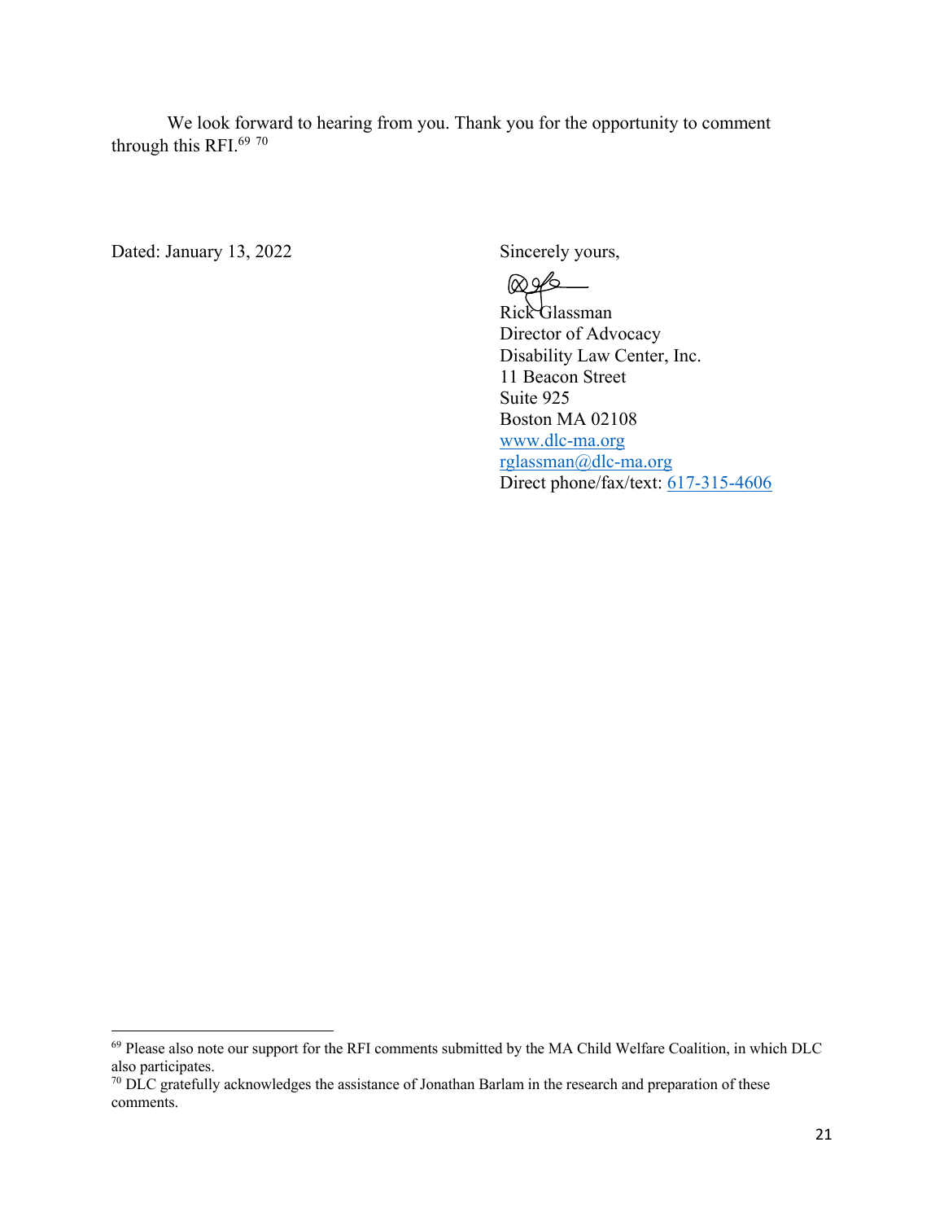We look forward to hearing from you. Thank you for the opportunity to comment through this RFI.[69] [70]

Dated: January 13, 2022

Sincerely yours,

Rick Glassman
Director of Advocacy
Disability Law Center, Inc.
11 Beacon Street
Suite 925
Boston MA 02108
www.dlc-ma.org
rglassman@dlc-ma.org
Direct phone/fax/text: 617-315-4606

---

[69] Please also note our support for the RFI comments submitted by the MA Child Welfare Coalition, in which DLC also participates.

[70] DLC gratefully acknowledges the assistance of Jonathan Barlam in the research and preparation of these comments.